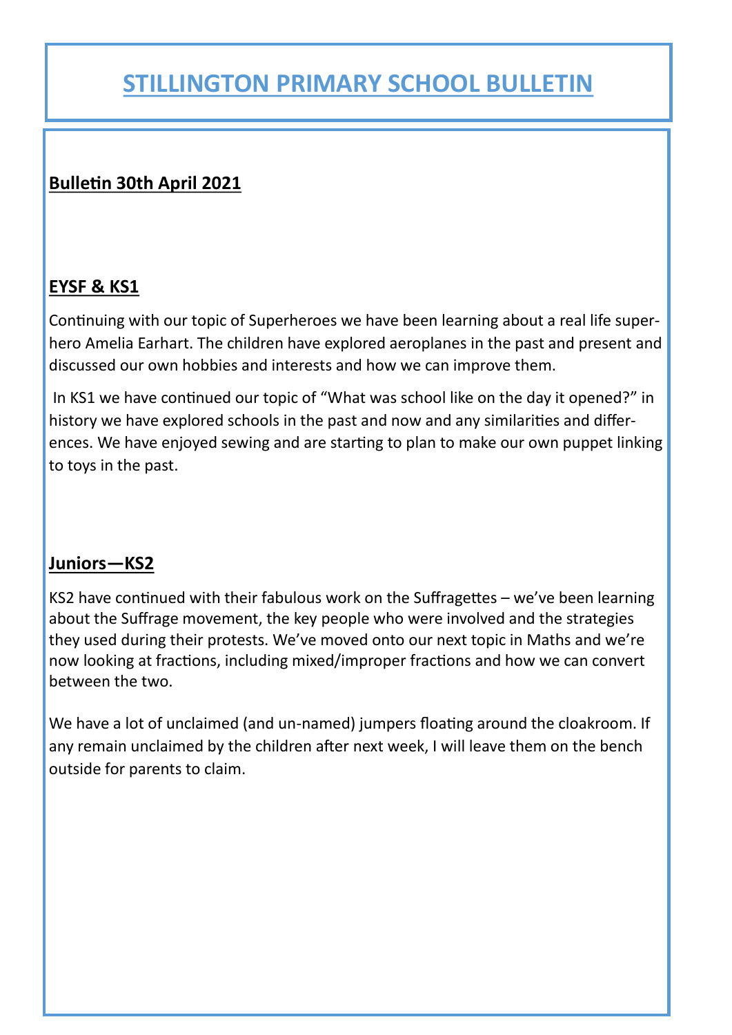# STILLINGTON PRIMARY SCHOOL BULLETIN

**Bulletin 30th April 2021**

## EYSF & KS1

Continuing with our topic of Superheroes we have been learning about a real life superhero Amelia Earhart. The children have explored aeroplanes in the past and present and discussed our own hobbies and interests and how we can improve them.

In KS1 we have continued our topic of "What was school like on the day it opened?" in history we have explored schools in the past and now and any similarities and differences. We have enjoyed sewing and are starting to plan to make our own puppet linking to toys in the past.

## Juniors—KS2

KS2 have continued with their fabulous work on the Suffragettes – we've been learning about the Suffrage movement, the key people who were involved and the strategies they used during their protests. We've moved onto our next topic in Maths and we're now looking at fractions, including mixed/improper fractions and how we can convert between the two.

We have a lot of unclaimed (and un-named) jumpers floating around the cloakroom. If any remain unclaimed by the children after next week, I will leave them on the bench outside for parents to claim.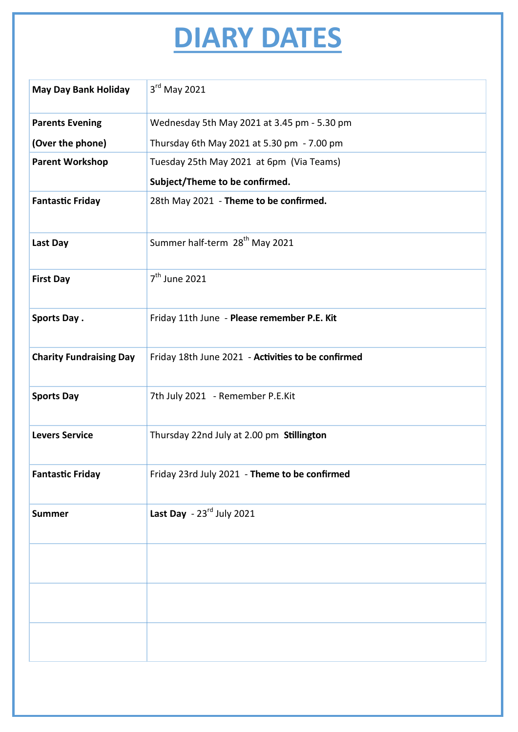# DIARY DATES

| | |
|---|---|
| **May Day Bank Holiday** | 3rd May 2021 |
| **Parents Evening (Over the phone)** | Wednesday 5th May 2021 at 3.45 pm - 5.30 pm<br>Thursday 6th May 2021 at 5.30 pm - 7.00 pm |
| **Parent Workshop** | Tuesday 25th May 2021 at 6pm (Via Teams)<br>**Subject/Theme to be confirmed.** |
| **Fantastic Friday** | 28th May 2021 - **Theme to be confirmed.** |
| **Last Day** | Summer half-term 28th May 2021 |
| **First Day** | 7th June 2021 |
| **Sports Day .** | Friday 11th June - **Please remember P.E. Kit** |
| **Charity Fundraising Day** | Friday 18th June 2021 - **Activities to be confirmed** |
| **Sports Day** | 7th July 2021 - Remember P.E.Kit |
| **Levers Service** | Thursday 22nd July at 2.00 pm **Stillington** |
| **Fantastic Friday** | Friday 23rd July 2021 - **Theme to be confirmed** |
| **Summer** | **Last Day** - 23rd July 2021 |
| | |
| | |
| | |